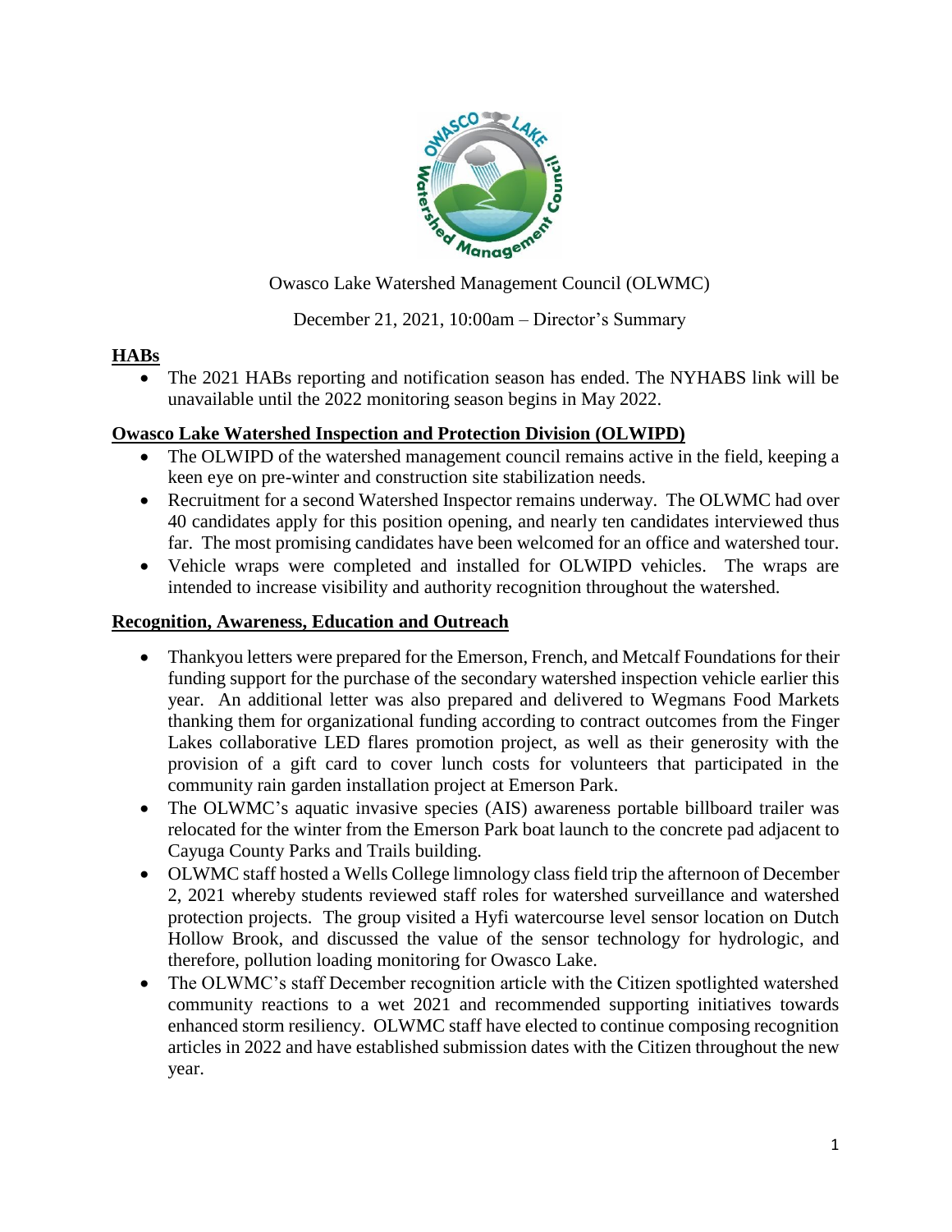Owasco Lake Watershed Management Council (OLWMC)

December 21, 2021, 10:00am – Director's Summary

## HABs

- The 2021 HABs reporting and notification season has ended. The NYHABS link will be unavailable until the 2022 monitoring season begins in May 2022.

## Owasco Lake Watershed Inspection and Protection Division (OLWIPD)

- The OLWIPD of the watershed management council remains active in the field, keeping a keen eye on pre-winter and construction site stabilization needs.
- Recruitment for a second Watershed Inspector remains underway. The OLWMC had over 40 candidates apply for this position opening, and nearly ten candidates interviewed thus far. The most promising candidates have been welcomed for an office and watershed tour.
- Vehicle wraps were completed and installed for OLWIPD vehicles. The wraps are intended to increase visibility and authority recognition throughout the watershed.

## Recognition, Awareness, Education and Outreach

- Thankyou letters were prepared for the Emerson, French, and Metcalf Foundations for their funding support for the purchase of the secondary watershed inspection vehicle earlier this year. An additional letter was also prepared and delivered to Wegmans Food Markets thanking them for organizational funding according to contract outcomes from the Finger Lakes collaborative LED flares promotion project, as well as their generosity with the provision of a gift card to cover lunch costs for volunteers that participated in the community rain garden installation project at Emerson Park.
- The OLWMC's aquatic invasive species (AIS) awareness portable billboard trailer was relocated for the winter from the Emerson Park boat launch to the concrete pad adjacent to Cayuga County Parks and Trails building.
- OLWMC staff hosted a Wells College limnology class field trip the afternoon of December 2, 2021 whereby students reviewed staff roles for watershed surveillance and watershed protection projects. The group visited a Hyfi watercourse level sensor location on Dutch Hollow Brook, and discussed the value of the sensor technology for hydrologic, and therefore, pollution loading monitoring for Owasco Lake.
- The OLWMC's staff December recognition article with the Citizen spotlighted watershed community reactions to a wet 2021 and recommended supporting initiatives towards enhanced storm resiliency. OLWMC staff have elected to continue composing recognition articles in 2022 and have established submission dates with the Citizen throughout the new year.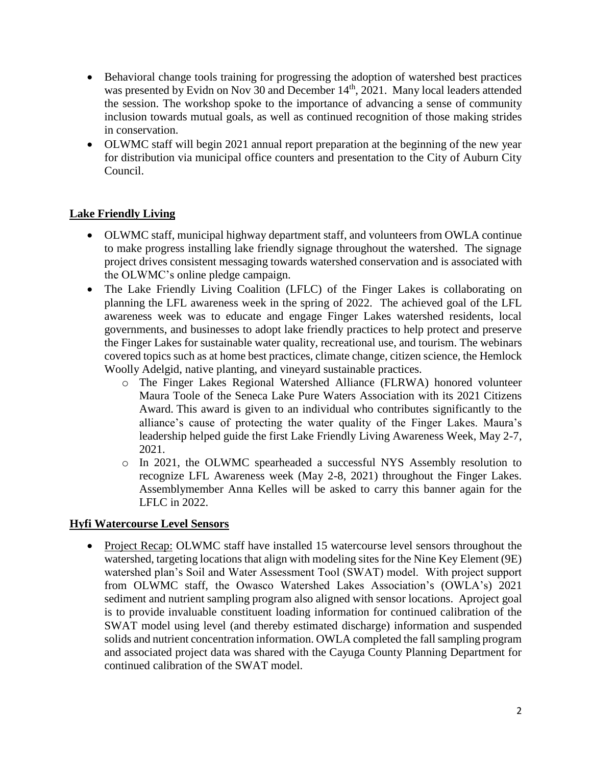- Behavioral change tools training for progressing the adoption of watershed best practices was presented by Evidn on Nov 30 and December 14th, 2021. Many local leaders attended the session. The workshop spoke to the importance of advancing a sense of community inclusion towards mutual goals, as well as continued recognition of those making strides in conservation.
- OLWMC staff will begin 2021 annual report preparation at the beginning of the new year for distribution via municipal office counters and presentation to the City of Auburn City Council.

## Lake Friendly Living

- OLWMC staff, municipal highway department staff, and volunteers from OWLA continue to make progress installing lake friendly signage throughout the watershed. The signage project drives consistent messaging towards watershed conservation and is associated with the OLWMC's online pledge campaign.
- The Lake Friendly Living Coalition (LFLC) of the Finger Lakes is collaborating on planning the LFL awareness week in the spring of 2022. The achieved goal of the LFL awareness week was to educate and engage Finger Lakes watershed residents, local governments, and businesses to adopt lake friendly practices to help protect and preserve the Finger Lakes for sustainable water quality, recreational use, and tourism. The webinars covered topics such as at home best practices, climate change, citizen science, the Hemlock Woolly Adelgid, native planting, and vineyard sustainable practices.
  - The Finger Lakes Regional Watershed Alliance (FLRWA) honored volunteer Maura Toole of the Seneca Lake Pure Waters Association with its 2021 Citizens Award. This award is given to an individual who contributes significantly to the alliance's cause of protecting the water quality of the Finger Lakes. Maura's leadership helped guide the first Lake Friendly Living Awareness Week, May 2-7, 2021.
  - In 2021, the OLWMC spearheaded a successful NYS Assembly resolution to recognize LFL Awareness week (May 2-8, 2021) throughout the Finger Lakes. Assemblymember Anna Kelles will be asked to carry this banner again for the LFLC in 2022.

## Hyfi Watercourse Level Sensors

- Project Recap: OLWMC staff have installed 15 watercourse level sensors throughout the watershed, targeting locations that align with modeling sites for the Nine Key Element (9E) watershed plan's Soil and Water Assessment Tool (SWAT) model. With project support from OLWMC staff, the Owasco Watershed Lakes Association's (OWLA's) 2021 sediment and nutrient sampling program also aligned with sensor locations. Aproject goal is to provide invaluable constituent loading information for continued calibration of the SWAT model using level (and thereby estimated discharge) information and suspended solids and nutrient concentration information. OWLA completed the fall sampling program and associated project data was shared with the Cayuga County Planning Department for continued calibration of the SWAT model.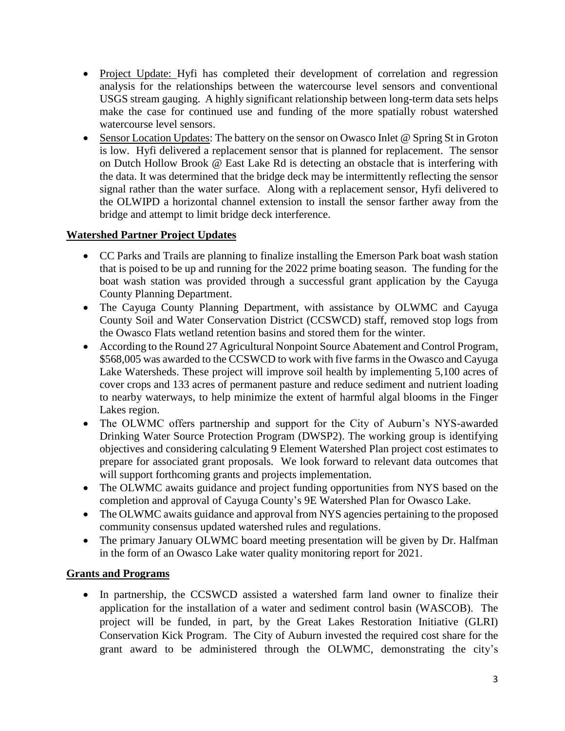- Project Update: Hyfi has completed their development of correlation and regression analysis for the relationships between the watercourse level sensors and conventional USGS stream gauging. A highly significant relationship between long-term data sets helps make the case for continued use and funding of the more spatially robust watershed watercourse level sensors.
- Sensor Location Updates: The battery on the sensor on Owasco Inlet @ Spring St in Groton is low. Hyfi delivered a replacement sensor that is planned for replacement. The sensor on Dutch Hollow Brook @ East Lake Rd is detecting an obstacle that is interfering with the data. It was determined that the bridge deck may be intermittently reflecting the sensor signal rather than the water surface. Along with a replacement sensor, Hyfi delivered to the OLWIPD a horizontal channel extension to install the sensor farther away from the bridge and attempt to limit bridge deck interference.

## Watershed Partner Project Updates

- CC Parks and Trails are planning to finalize installing the Emerson Park boat wash station that is poised to be up and running for the 2022 prime boating season. The funding for the boat wash station was provided through a successful grant application by the Cayuga County Planning Department.
- The Cayuga County Planning Department, with assistance by OLWMC and Cayuga County Soil and Water Conservation District (CCSWCD) staff, removed stop logs from the Owasco Flats wetland retention basins and stored them for the winter.
- According to the Round 27 Agricultural Nonpoint Source Abatement and Control Program, $568,005 was awarded to the CCSWCD to work with five farms in the Owasco and Cayuga Lake Watersheds. These project will improve soil health by implementing 5,100 acres of cover crops and 133 acres of permanent pasture and reduce sediment and nutrient loading to nearby waterways, to help minimize the extent of harmful algal blooms in the Finger Lakes region.
- The OLWMC offers partnership and support for the City of Auburn's NYS-awarded Drinking Water Source Protection Program (DWSP2). The working group is identifying objectives and considering calculating 9 Element Watershed Plan project cost estimates to prepare for associated grant proposals. We look forward to relevant data outcomes that will support forthcoming grants and projects implementation.
- The OLWMC awaits guidance and project funding opportunities from NYS based on the completion and approval of Cayuga County's 9E Watershed Plan for Owasco Lake.
- The OLWMC awaits guidance and approval from NYS agencies pertaining to the proposed community consensus updated watershed rules and regulations.
- The primary January OLWMC board meeting presentation will be given by Dr. Halfman in the form of an Owasco Lake water quality monitoring report for 2021.

## Grants and Programs

- In partnership, the CCSWCD assisted a watershed farm land owner to finalize their application for the installation of a water and sediment control basin (WASCOB). The project will be funded, in part, by the Great Lakes Restoration Initiative (GLRI) Conservation Kick Program. The City of Auburn invested the required cost share for the grant award to be administered through the OLWMC, demonstrating the city's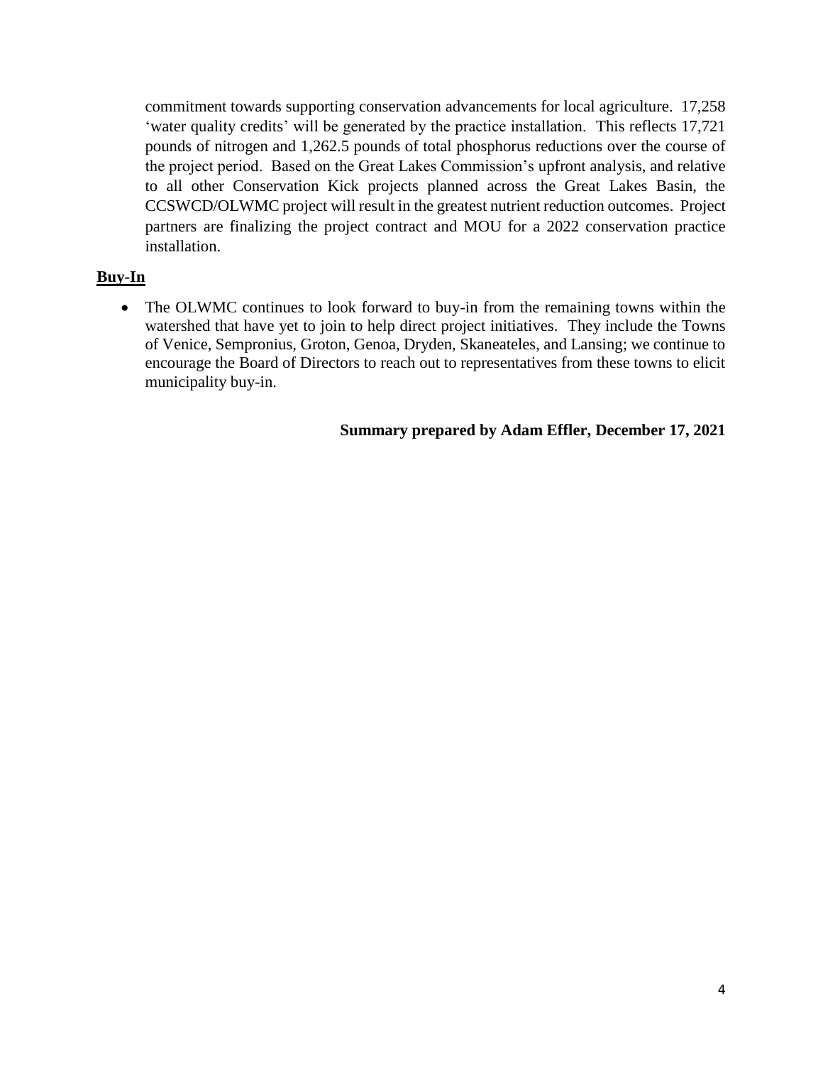commitment towards supporting conservation advancements for local agriculture. 17,258 'water quality credits' will be generated by the practice installation. This reflects 17,721 pounds of nitrogen and 1,262.5 pounds of total phosphorus reductions over the course of the project period. Based on the Great Lakes Commission's upfront analysis, and relative to all other Conservation Kick projects planned across the Great Lakes Basin, the CCSWCD/OLWMC project will result in the greatest nutrient reduction outcomes. Project partners are finalizing the project contract and MOU for a 2022 conservation practice installation.

## Buy-In

- The OLWMC continues to look forward to buy-in from the remaining towns within the watershed that have yet to join to help direct project initiatives. They include the Towns of Venice, Sempronius, Groton, Genoa, Dryden, Skaneateles, and Lansing; we continue to encourage the Board of Directors to reach out to representatives from these towns to elicit municipality buy-in.

**Summary prepared by Adam Effler, December 17, 2021**